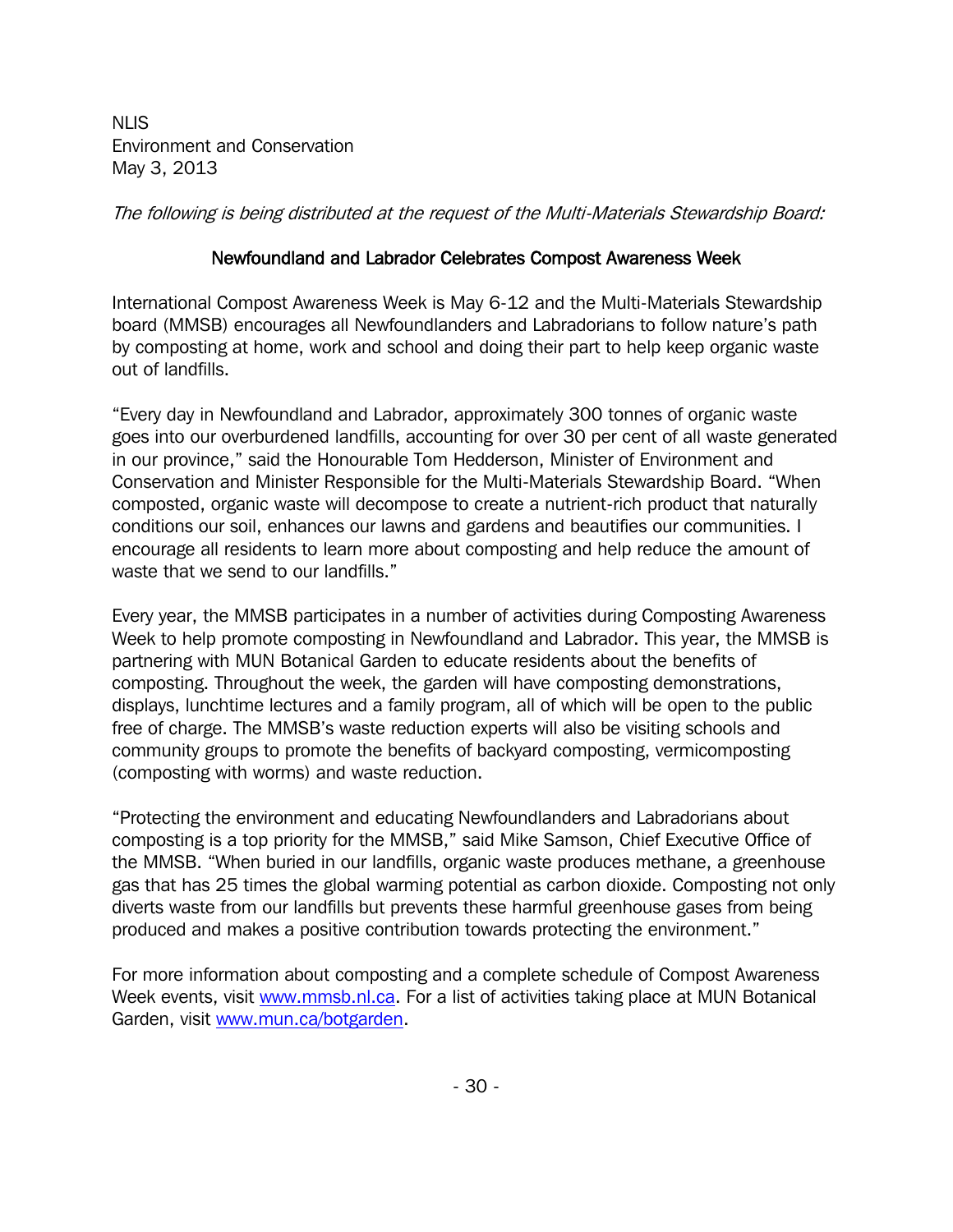NLIS
Environment and Conservation
May 3, 2013

*The following is being distributed at the request of the Multi-Materials Stewardship Board:*

## Newfoundland and Labrador Celebrates Compost Awareness Week

International Compost Awareness Week is May 6-12 and the Multi-Materials Stewardship board (MMSB) encourages all Newfoundlanders and Labradorians to follow nature's path by composting at home, work and school and doing their part to help keep organic waste out of landfills.

"Every day in Newfoundland and Labrador, approximately 300 tonnes of organic waste goes into our overburdened landfills, accounting for over 30 per cent of all waste generated in our province," said the Honourable Tom Hedderson, Minister of Environment and Conservation and Minister Responsible for the Multi-Materials Stewardship Board. "When composted, organic waste will decompose to create a nutrient-rich product that naturally conditions our soil, enhances our lawns and gardens and beautifies our communities. I encourage all residents to learn more about composting and help reduce the amount of waste that we send to our landfills."

Every year, the MMSB participates in a number of activities during Composting Awareness Week to help promote composting in Newfoundland and Labrador. This year, the MMSB is partnering with MUN Botanical Garden to educate residents about the benefits of composting. Throughout the week, the garden will have composting demonstrations, displays, lunchtime lectures and a family program, all of which will be open to the public free of charge. The MMSB's waste reduction experts will also be visiting schools and community groups to promote the benefits of backyard composting, vermicomposting (composting with worms) and waste reduction.

"Protecting the environment and educating Newfoundlanders and Labradorians about composting is a top priority for the MMSB," said Mike Samson, Chief Executive Office of the MMSB. "When buried in our landfills, organic waste produces methane, a greenhouse gas that has 25 times the global warming potential as carbon dioxide. Composting not only diverts waste from our landfills but prevents these harmful greenhouse gases from being produced and makes a positive contribution towards protecting the environment."

For more information about composting and a complete schedule of Compost Awareness Week events, visit [www.mmsb.nl.ca](www.mmsb.nl.ca). For a list of activities taking place at MUN Botanical Garden, visit [www.mun.ca/botgarden](www.mun.ca/botgarden).

- 30 -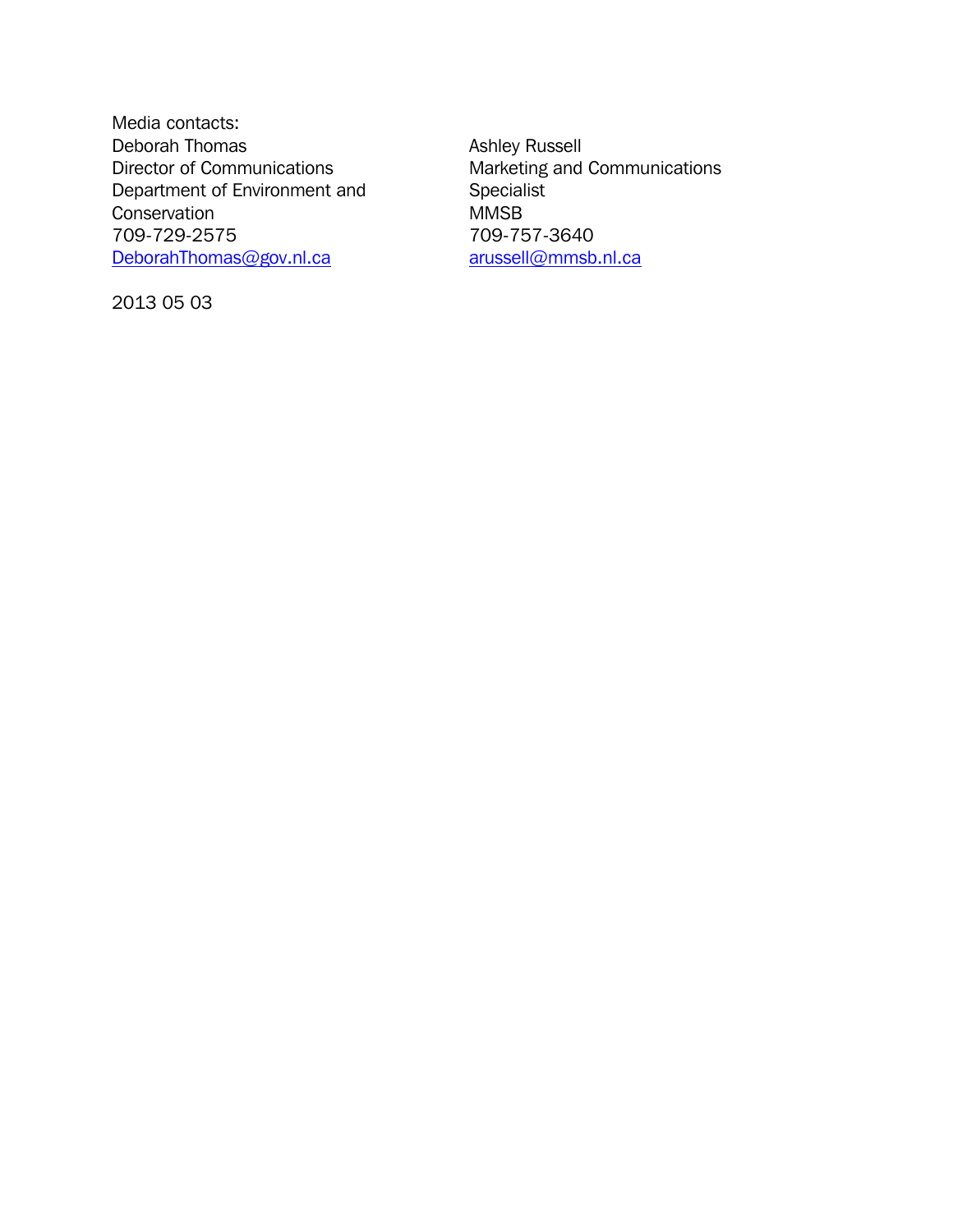Media contacts:

Deborah Thomas
Director of Communications
Department of Environment and Conservation
709-729-2575
DeborahThomas@gov.nl.ca

Ashley Russell
Marketing and Communications Specialist
MMSB
709-757-3640
arussell@mmsb.nl.ca

2013 05 03